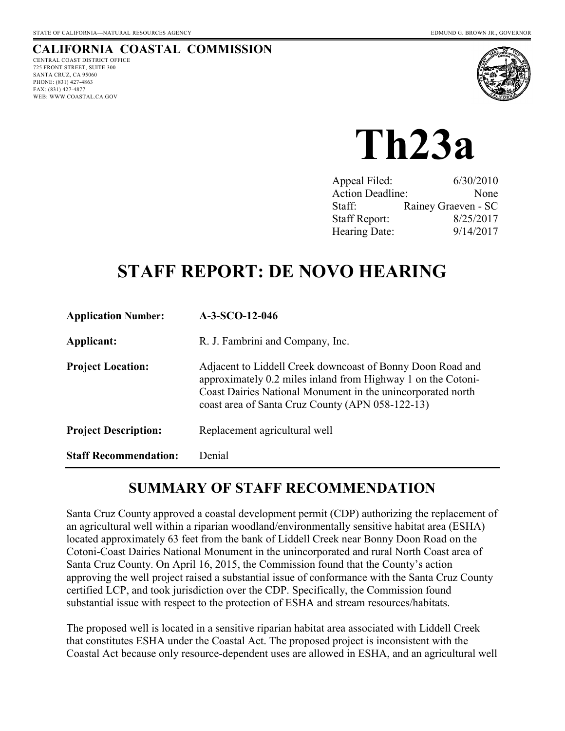STATE OF CALIFORNIA—NATURAL RESOURCES AGENCY EDMUND G. BROWN JR., GOVERNOR

## CALIFORNIA COASTAL COMMISSION

CENTRAL COAST DISTRICT OFFICE
725 FRONT STREET, SUITE 300
SANTA CRUZ, CA 95060
PHONE: (831) 427-4863
FAX: (831) 427-4877
WEB: WWW.COASTAL.CA.GOV

# Th23a

| | |
|---|---|
| Appeal Filed: | 6/30/2010 |
| Action Deadline: | None |
| Staff: | Rainey Graeven - SC |
| Staff Report: | 8/25/2017 |
| Hearing Date: | 9/14/2017 |

# STAFF REPORT: DE NOVO HEARING

| | |
|---|---|
| **Application Number:** | **A-3-SCO-12-046** |
| **Applicant:** | R. J. Fambrini and Company, Inc. |
| **Project Location:** | Adjacent to Liddell Creek downcoast of Bonny Doon Road and approximately 0.2 miles inland from Highway 1 on the Cotoni-Coast Dairies National Monument in the unincorporated north coast area of Santa Cruz County (APN 058-122-13) |
| **Project Description:** | Replacement agricultural well |
| **Staff Recommendation:** | Denial |

## SUMMARY OF STAFF RECOMMENDATION

Santa Cruz County approved a coastal development permit (CDP) authorizing the replacement of an agricultural well within a riparian woodland/environmentally sensitive habitat area (ESHA) located approximately 63 feet from the bank of Liddell Creek near Bonny Doon Road on the Cotoni-Coast Dairies National Monument in the unincorporated and rural North Coast area of Santa Cruz County. On April 16, 2015, the Commission found that the County's action approving the well project raised a substantial issue of conformance with the Santa Cruz County certified LCP, and took jurisdiction over the CDP. Specifically, the Commission found substantial issue with respect to the protection of ESHA and stream resources/habitats.

The proposed well is located in a sensitive riparian habitat area associated with Liddell Creek that constitutes ESHA under the Coastal Act. The proposed project is inconsistent with the Coastal Act because only resource-dependent uses are allowed in ESHA, and an agricultural well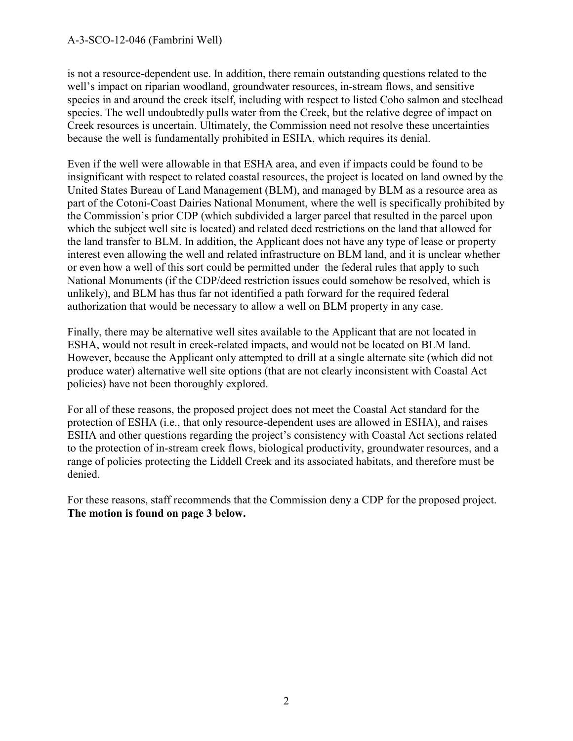is not a resource-dependent use. In addition, there remain outstanding questions related to the well's impact on riparian woodland, groundwater resources, in-stream flows, and sensitive species in and around the creek itself, including with respect to listed Coho salmon and steelhead species. The well undoubtedly pulls water from the Creek, but the relative degree of impact on Creek resources is uncertain. Ultimately, the Commission need not resolve these uncertainties because the well is fundamentally prohibited in ESHA, which requires its denial.

Even if the well were allowable in that ESHA area, and even if impacts could be found to be insignificant with respect to related coastal resources, the project is located on land owned by the United States Bureau of Land Management (BLM), and managed by BLM as a resource area as part of the Cotoni-Coast Dairies National Monument, where the well is specifically prohibited by the Commission's prior CDP (which subdivided a larger parcel that resulted in the parcel upon which the subject well site is located) and related deed restrictions on the land that allowed for the land transfer to BLM. In addition, the Applicant does not have any type of lease or property interest even allowing the well and related infrastructure on BLM land, and it is unclear whether or even how a well of this sort could be permitted under the federal rules that apply to such National Monuments (if the CDP/deed restriction issues could somehow be resolved, which is unlikely), and BLM has thus far not identified a path forward for the required federal authorization that would be necessary to allow a well on BLM property in any case.

Finally, there may be alternative well sites available to the Applicant that are not located in ESHA, would not result in creek-related impacts, and would not be located on BLM land. However, because the Applicant only attempted to drill at a single alternate site (which did not produce water) alternative well site options (that are not clearly inconsistent with Coastal Act policies) have not been thoroughly explored.

For all of these reasons, the proposed project does not meet the Coastal Act standard for the protection of ESHA (i.e., that only resource-dependent uses are allowed in ESHA), and raises ESHA and other questions regarding the project's consistency with Coastal Act sections related to the protection of in-stream creek flows, biological productivity, groundwater resources, and a range of policies protecting the Liddell Creek and its associated habitats, and therefore must be denied.

For these reasons, staff recommends that the Commission deny a CDP for the proposed project. **The motion is found on page 3 below.**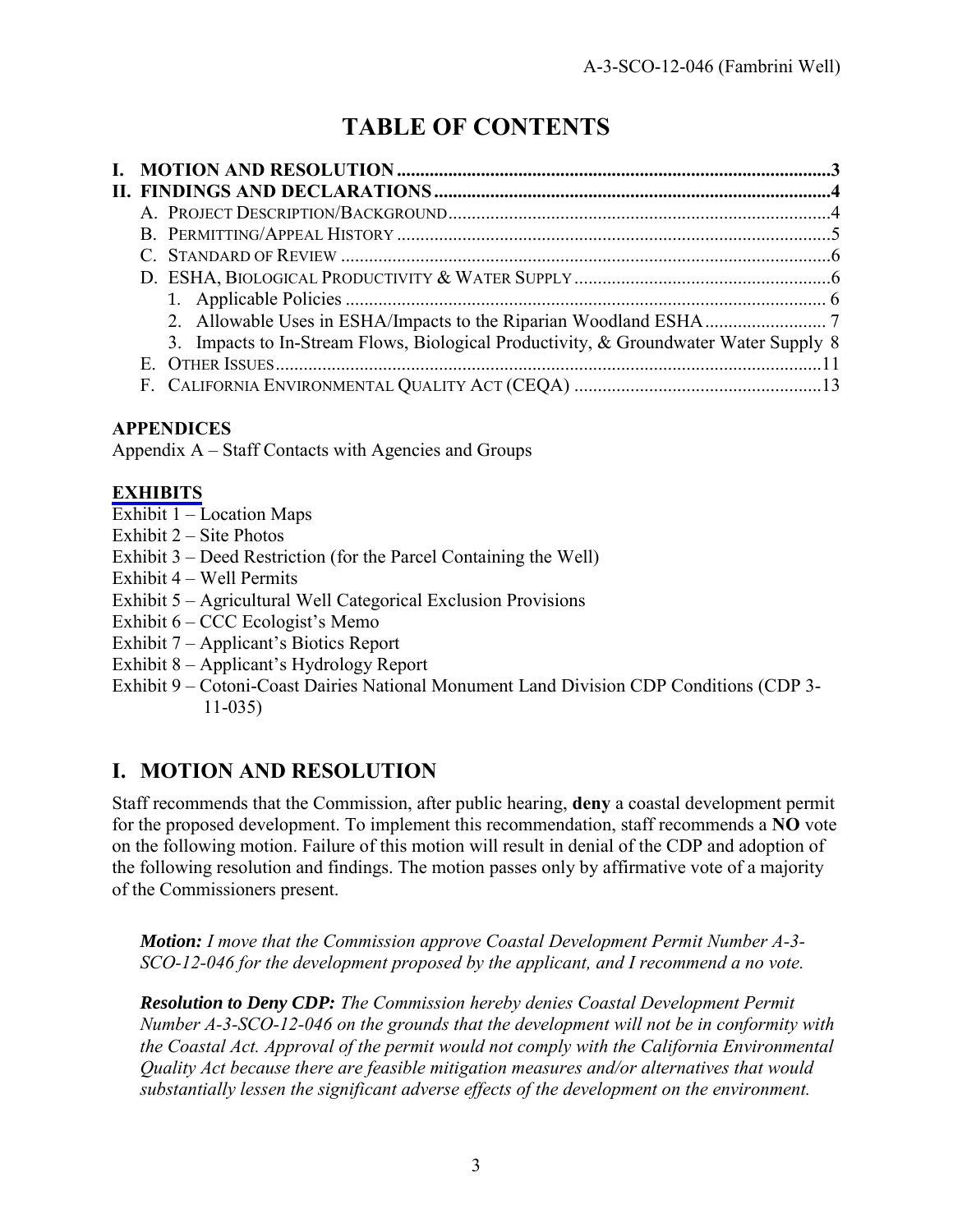# TABLE OF CONTENTS

I. MOTION AND RESOLUTION ....................................................................................3
II. FINDINGS AND DECLARATIONS ..........................................................................4
  A. PROJECT DESCRIPTION/BACKGROUND ...........................................................4
  B. PERMITTING/APPEAL HISTORY ...........................................................................5
  C. STANDARD OF REVIEW .........................................................................................6
  D. ESHA, BIOLOGICAL PRODUCTIVITY & WATER SUPPLY .................................6
    1. Applicable Policies ...............................................................................................6
    2. Allowable Uses in ESHA/Impacts to the Riparian Woodland ESHA ....................7
    3. Impacts to In-Stream Flows, Biological Productivity, & Groundwater Water Supply 8
  E. OTHER ISSUES ...................................................................................................11
  F. CALIFORNIA ENVIRONMENTAL QUALITY ACT (CEQA) .....................................13

**APPENDICES**

Appendix A – Staff Contacts with Agencies and Groups

**EXHIBITS**

Exhibit 1 – Location Maps
Exhibit 2 – Site Photos
Exhibit 3 – Deed Restriction (for the Parcel Containing the Well)
Exhibit 4 – Well Permits
Exhibit 5 – Agricultural Well Categorical Exclusion Provisions
Exhibit 6 – CCC Ecologist's Memo
Exhibit 7 – Applicant's Biotics Report
Exhibit 8 – Applicant's Hydrology Report
Exhibit 9 – Cotoni-Coast Dairies National Monument Land Division CDP Conditions (CDP 3-11-035)

## I. MOTION AND RESOLUTION

Staff recommends that the Commission, after public hearing, **deny** a coastal development permit for the proposed development. To implement this recommendation, staff recommends a **NO** vote on the following motion. Failure of this motion will result in denial of the CDP and adoption of the following resolution and findings. The motion passes only by affirmative vote of a majority of the Commissioners present.

> ***Motion:*** *I move that the Commission approve Coastal Development Permit Number A-3-SCO-12-046 for the development proposed by the applicant, and I recommend a no vote.*
>
> ***Resolution to Deny CDP:*** *The Commission hereby denies Coastal Development Permit Number A-3-SCO-12-046 on the grounds that the development will not be in conformity with the Coastal Act. Approval of the permit would not comply with the California Environmental Quality Act because there are feasible mitigation measures and/or alternatives that would substantially lessen the significant adverse effects of the development on the environment.*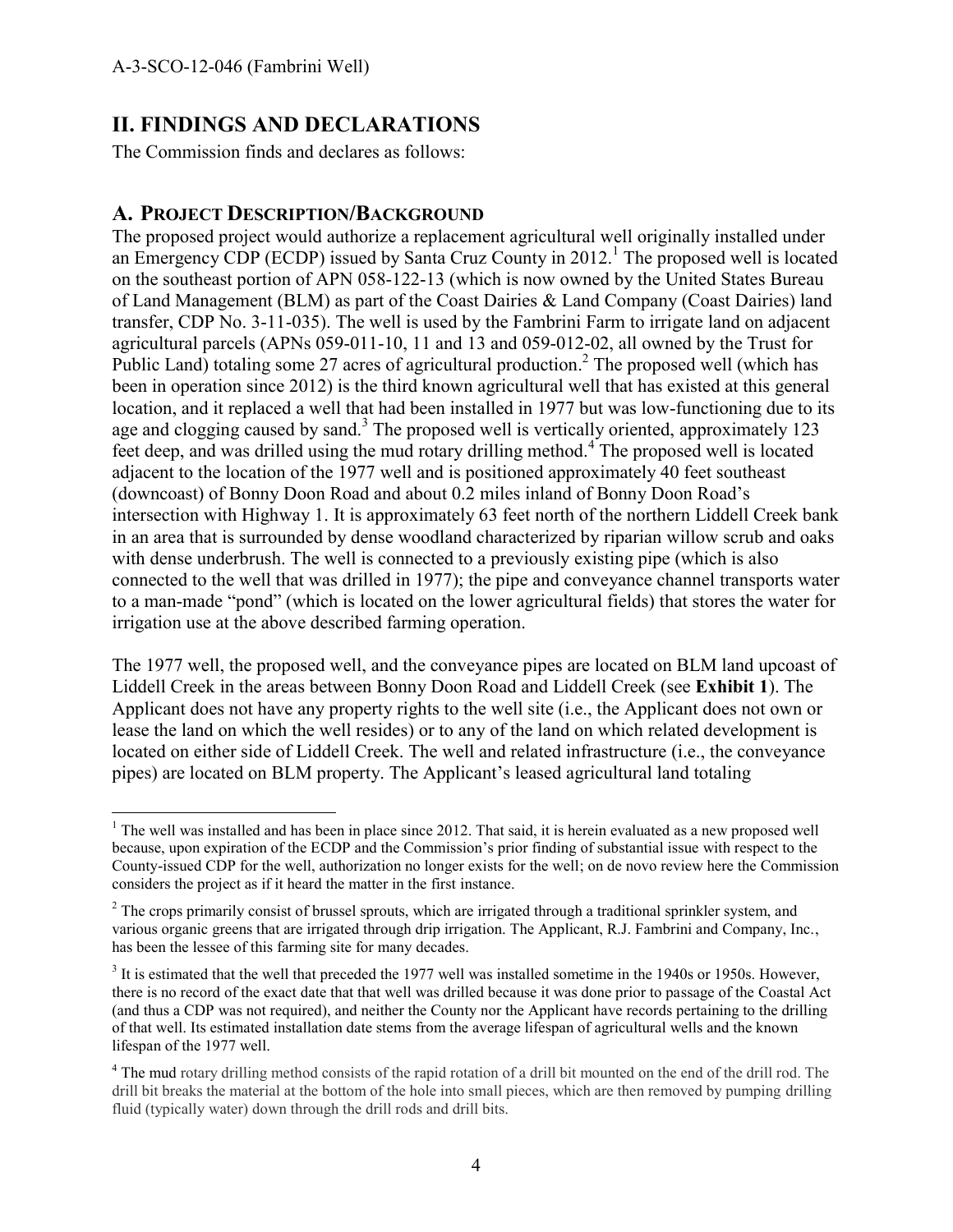## II. FINDINGS AND DECLARATIONS

The Commission finds and declares as follows:

### A. PROJECT DESCRIPTION/BACKGROUND

The proposed project would authorize a replacement agricultural well originally installed under an Emergency CDP (ECDP) issued by Santa Cruz County in 2012.[1] The proposed well is located on the southeast portion of APN 058-122-13 (which is now owned by the United States Bureau of Land Management (BLM) as part of the Coast Dairies & Land Company (Coast Dairies) land transfer, CDP No. 3-11-035). The well is used by the Fambrini Farm to irrigate land on adjacent agricultural parcels (APNs 059-011-10, 11 and 13 and 059-012-02, all owned by the Trust for Public Land) totaling some 27 acres of agricultural production.[2] The proposed well (which has been in operation since 2012) is the third known agricultural well that has existed at this general location, and it replaced a well that had been installed in 1977 but was low-functioning due to its age and clogging caused by sand.[3] The proposed well is vertically oriented, approximately 123 feet deep, and was drilled using the mud rotary drilling method.[4] The proposed well is located adjacent to the location of the 1977 well and is positioned approximately 40 feet southeast (downcoast) of Bonny Doon Road and about 0.2 miles inland of Bonny Doon Road's intersection with Highway 1. It is approximately 63 feet north of the northern Liddell Creek bank in an area that is surrounded by dense woodland characterized by riparian willow scrub and oaks with dense underbrush. The well is connected to a previously existing pipe (which is also connected to the well that was drilled in 1977); the pipe and conveyance channel transports water to a man-made "pond" (which is located on the lower agricultural fields) that stores the water for irrigation use at the above described farming operation.

The 1977 well, the proposed well, and the conveyance pipes are located on BLM land upcoast of Liddell Creek in the areas between Bonny Doon Road and Liddell Creek (see **Exhibit 1**). The Applicant does not have any property rights to the well site (i.e., the Applicant does not own or lease the land on which the well resides) or to any of the land on which related development is located on either side of Liddell Creek. The well and related infrastructure (i.e., the conveyance pipes) are located on BLM property. The Applicant's leased agricultural land totaling

---

[1] The well was installed and has been in place since 2012. That said, it is herein evaluated as a new proposed well because, upon expiration of the ECDP and the Commission's prior finding of substantial issue with respect to the County-issued CDP for the well, authorization no longer exists for the well; on de novo review here the Commission considers the project as if it heard the matter in the first instance.

[2] The crops primarily consist of brussel sprouts, which are irrigated through a traditional sprinkler system, and various organic greens that are irrigated through drip irrigation. The Applicant, R.J. Fambrini and Company, Inc., has been the lessee of this farming site for many decades.

[3] It is estimated that the well that preceded the 1977 well was installed sometime in the 1940s or 1950s. However, there is no record of the exact date that that well was drilled because it was done prior to passage of the Coastal Act (and thus a CDP was not required), and neither the County nor the Applicant have records pertaining to the drilling of that well. Its estimated installation date stems from the average lifespan of agricultural wells and the known lifespan of the 1977 well.

[4] The mud rotary drilling method consists of the rapid rotation of a drill bit mounted on the end of the drill rod. The drill bit breaks the material at the bottom of the hole into small pieces, which are then removed by pumping drilling fluid (typically water) down through the drill rods and drill bits.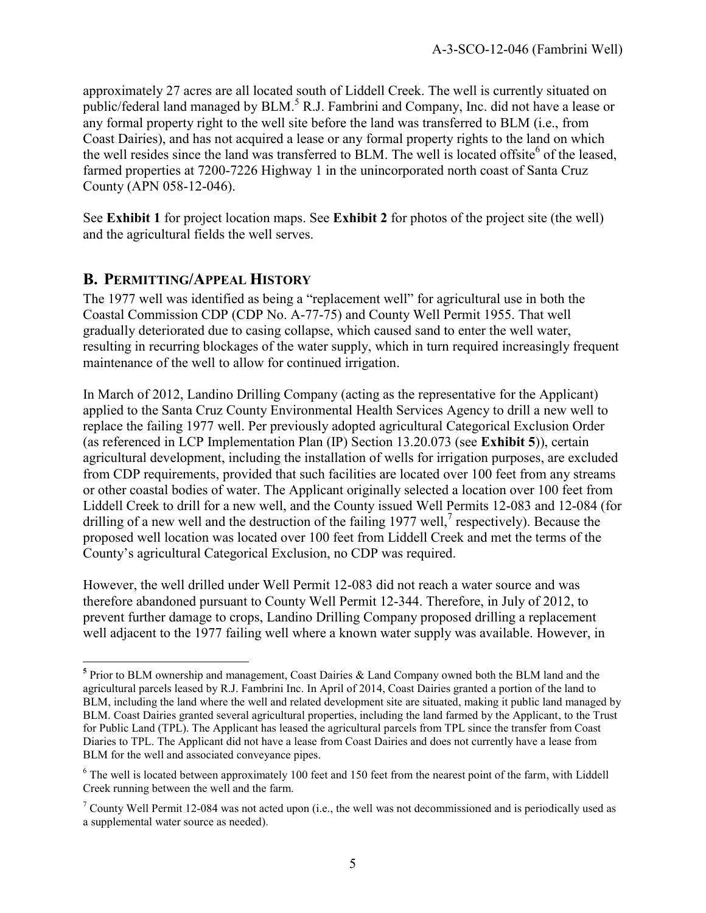approximately 27 acres are all located south of Liddell Creek. The well is currently situated on public/federal land managed by BLM.[5] R.J. Fambrini and Company, Inc. did not have a lease or any formal property right to the well site before the land was transferred to BLM (i.e., from Coast Dairies), and has not acquired a lease or any formal property rights to the land on which the well resides since the land was transferred to BLM. The well is located offsite[6] of the leased, farmed properties at 7200-7226 Highway 1 in the unincorporated north coast of Santa Cruz County (APN 058-12-046).

See **Exhibit 1** for project location maps. See **Exhibit 2** for photos of the project site (the well) and the agricultural fields the well serves.

## B. PERMITTING/APPEAL HISTORY

The 1977 well was identified as being a "replacement well" for agricultural use in both the Coastal Commission CDP (CDP No. A-77-75) and County Well Permit 1955. That well gradually deteriorated due to casing collapse, which caused sand to enter the well water, resulting in recurring blockages of the water supply, which in turn required increasingly frequent maintenance of the well to allow for continued irrigation.

In March of 2012, Landino Drilling Company (acting as the representative for the Applicant) applied to the Santa Cruz County Environmental Health Services Agency to drill a new well to replace the failing 1977 well. Per previously adopted agricultural Categorical Exclusion Order (as referenced in LCP Implementation Plan (IP) Section 13.20.073 (see **Exhibit 5**)), certain agricultural development, including the installation of wells for irrigation purposes, are excluded from CDP requirements, provided that such facilities are located over 100 feet from any streams or other coastal bodies of water. The Applicant originally selected a location over 100 feet from Liddell Creek to drill for a new well, and the County issued Well Permits 12-083 and 12-084 (for drilling of a new well and the destruction of the failing 1977 well,[7] respectively). Because the proposed well location was located over 100 feet from Liddell Creek and met the terms of the County's agricultural Categorical Exclusion, no CDP was required.

However, the well drilled under Well Permit 12-083 did not reach a water source and was therefore abandoned pursuant to County Well Permit 12-344. Therefore, in July of 2012, to prevent further damage to crops, Landino Drilling Company proposed drilling a replacement well adjacent to the 1977 failing well where a known water supply was available. However, in

---

[5] Prior to BLM ownership and management, Coast Dairies & Land Company owned both the BLM land and the agricultural parcels leased by R.J. Fambrini Inc. In April of 2014, Coast Dairies granted a portion of the land to BLM, including the land where the well and related development site are situated, making it public land managed by BLM. Coast Dairies granted several agricultural properties, including the land farmed by the Applicant, to the Trust for Public Land (TPL). The Applicant has leased the agricultural parcels from TPL since the transfer from Coast Diaries to TPL. The Applicant did not have a lease from Coast Dairies and does not currently have a lease from BLM for the well and associated conveyance pipes.

[6] The well is located between approximately 100 feet and 150 feet from the nearest point of the farm, with Liddell Creek running between the well and the farm.

[7] County Well Permit 12-084 was not acted upon (i.e., the well was not decommissioned and is periodically used as a supplemental water source as needed).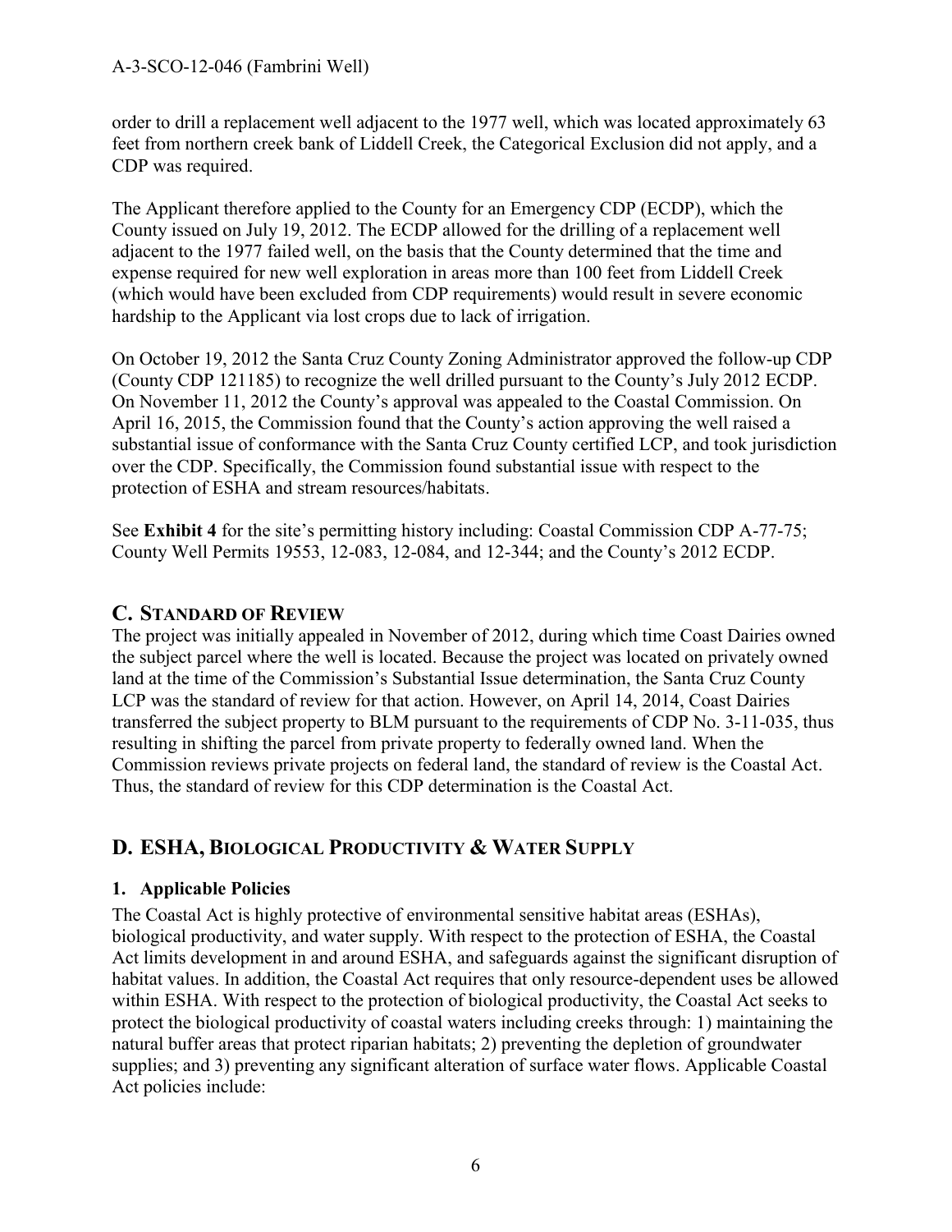order to drill a replacement well adjacent to the 1977 well, which was located approximately 63 feet from northern creek bank of Liddell Creek, the Categorical Exclusion did not apply, and a CDP was required.

The Applicant therefore applied to the County for an Emergency CDP (ECDP), which the County issued on July 19, 2012. The ECDP allowed for the drilling of a replacement well adjacent to the 1977 failed well, on the basis that the County determined that the time and expense required for new well exploration in areas more than 100 feet from Liddell Creek (which would have been excluded from CDP requirements) would result in severe economic hardship to the Applicant via lost crops due to lack of irrigation.

On October 19, 2012 the Santa Cruz County Zoning Administrator approved the follow-up CDP (County CDP 121185) to recognize the well drilled pursuant to the County's July 2012 ECDP. On November 11, 2012 the County's approval was appealed to the Coastal Commission. On April 16, 2015, the Commission found that the County's action approving the well raised a substantial issue of conformance with the Santa Cruz County certified LCP, and took jurisdiction over the CDP. Specifically, the Commission found substantial issue with respect to the protection of ESHA and stream resources/habitats.

See **Exhibit 4** for the site's permitting history including: Coastal Commission CDP A-77-75; County Well Permits 19553, 12-083, 12-084, and 12-344; and the County's 2012 ECDP.

## C. Standard of Review

The project was initially appealed in November of 2012, during which time Coast Dairies owned the subject parcel where the well is located. Because the project was located on privately owned land at the time of the Commission's Substantial Issue determination, the Santa Cruz County LCP was the standard of review for that action. However, on April 14, 2014, Coast Dairies transferred the subject property to BLM pursuant to the requirements of CDP No. 3-11-035, thus resulting in shifting the parcel from private property to federally owned land. When the Commission reviews private projects on federal land, the standard of review is the Coastal Act. Thus, the standard of review for this CDP determination is the Coastal Act.

## D. ESHA, Biological Productivity & Water Supply

### 1. Applicable Policies

The Coastal Act is highly protective of environmental sensitive habitat areas (ESHAs), biological productivity, and water supply. With respect to the protection of ESHA, the Coastal Act limits development in and around ESHA, and safeguards against the significant disruption of habitat values. In addition, the Coastal Act requires that only resource-dependent uses be allowed within ESHA. With respect to the protection of biological productivity, the Coastal Act seeks to protect the biological productivity of coastal waters including creeks through: 1) maintaining the natural buffer areas that protect riparian habitats; 2) preventing the depletion of groundwater supplies; and 3) preventing any significant alteration of surface water flows. Applicable Coastal Act policies include: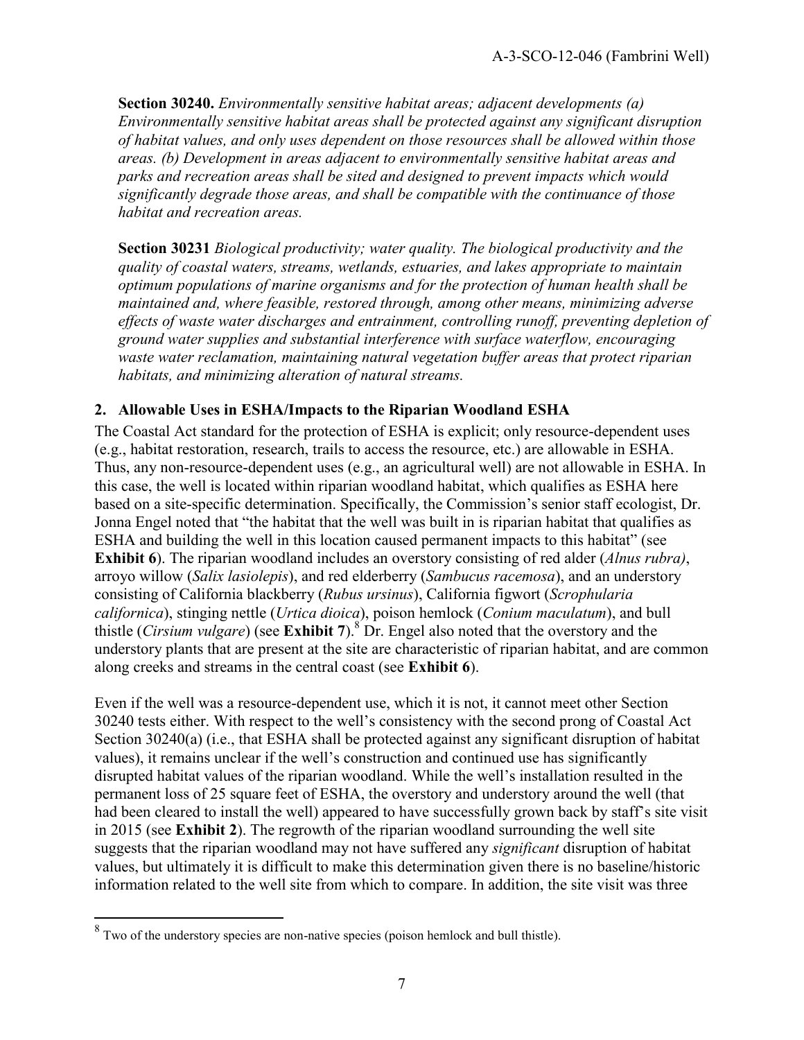**Section 30240.** *Environmentally sensitive habitat areas; adjacent developments (a) Environmentally sensitive habitat areas shall be protected against any significant disruption of habitat values, and only uses dependent on those resources shall be allowed within those areas. (b) Development in areas adjacent to environmentally sensitive habitat areas and parks and recreation areas shall be sited and designed to prevent impacts which would significantly degrade those areas, and shall be compatible with the continuance of those habitat and recreation areas.*

**Section 30231** *Biological productivity; water quality. The biological productivity and the quality of coastal waters, streams, wetlands, estuaries, and lakes appropriate to maintain optimum populations of marine organisms and for the protection of human health shall be maintained and, where feasible, restored through, among other means, minimizing adverse effects of waste water discharges and entrainment, controlling runoff, preventing depletion of ground water supplies and substantial interference with surface waterflow, encouraging waste water reclamation, maintaining natural vegetation buffer areas that protect riparian habitats, and minimizing alteration of natural streams.*

## 2. Allowable Uses in ESHA/Impacts to the Riparian Woodland ESHA

The Coastal Act standard for the protection of ESHA is explicit; only resource-dependent uses (e.g., habitat restoration, research, trails to access the resource, etc.) are allowable in ESHA. Thus, any non-resource-dependent uses (e.g., an agricultural well) are not allowable in ESHA. In this case, the well is located within riparian woodland habitat, which qualifies as ESHA here based on a site-specific determination. Specifically, the Commission's senior staff ecologist, Dr. Jonna Engel noted that "the habitat that the well was built in is riparian habitat that qualifies as ESHA and building the well in this location caused permanent impacts to this habitat" (see **Exhibit 6**). The riparian woodland includes an overstory consisting of red alder (*Alnus rubra)*, arroyo willow (*Salix lasiolepis*), and red elderberry (*Sambucus racemosa*), and an understory consisting of California blackberry (*Rubus ursinus*), California figwort (*Scrophularia californica*), stinging nettle (*Urtica dioica*), poison hemlock (*Conium maculatum*), and bull thistle (*Cirsium vulgare*) (see **Exhibit 7**).[8] Dr. Engel also noted that the overstory and the understory plants that are present at the site are characteristic of riparian habitat, and are common along creeks and streams in the central coast (see **Exhibit 6**).

Even if the well was a resource-dependent use, which it is not, it cannot meet other Section 30240 tests either. With respect to the well's consistency with the second prong of Coastal Act Section 30240(a) (i.e., that ESHA shall be protected against any significant disruption of habitat values), it remains unclear if the well's construction and continued use has significantly disrupted habitat values of the riparian woodland. While the well's installation resulted in the permanent loss of 25 square feet of ESHA, the overstory and understory around the well (that had been cleared to install the well) appeared to have successfully grown back by staff's site visit in 2015 (see **Exhibit 2**). The regrowth of the riparian woodland surrounding the well site suggests that the riparian woodland may not have suffered any *significant* disruption of habitat values, but ultimately it is difficult to make this determination given there is no baseline/historic information related to the well site from which to compare. In addition, the site visit was three

[8] Two of the understory species are non-native species (poison hemlock and bull thistle).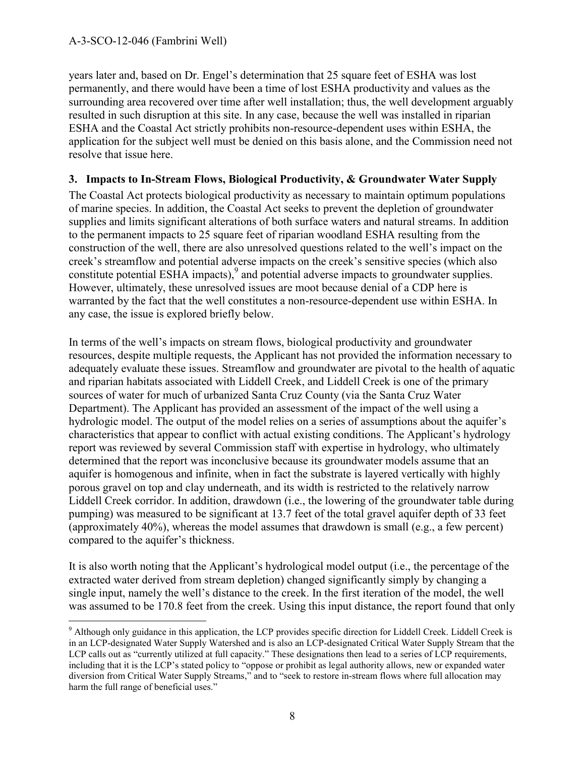years later and, based on Dr. Engel's determination that 25 square feet of ESHA was lost permanently, and there would have been a time of lost ESHA productivity and values as the surrounding area recovered over time after well installation; thus, the well development arguably resulted in such disruption at this site. In any case, because the well was installed in riparian ESHA and the Coastal Act strictly prohibits non-resource-dependent uses within ESHA, the application for the subject well must be denied on this basis alone, and the Commission need not resolve that issue here.

### 3. Impacts to In-Stream Flows, Biological Productivity, & Groundwater Water Supply

The Coastal Act protects biological productivity as necessary to maintain optimum populations of marine species. In addition, the Coastal Act seeks to prevent the depletion of groundwater supplies and limits significant alterations of both surface waters and natural streams. In addition to the permanent impacts to 25 square feet of riparian woodland ESHA resulting from the construction of the well, there are also unresolved questions related to the well's impact on the creek's streamflow and potential adverse impacts on the creek's sensitive species (which also constitute potential ESHA impacts),[9] and potential adverse impacts to groundwater supplies. However, ultimately, these unresolved issues are moot because denial of a CDP here is warranted by the fact that the well constitutes a non-resource-dependent use within ESHA. In any case, the issue is explored briefly below.

In terms of the well's impacts on stream flows, biological productivity and groundwater resources, despite multiple requests, the Applicant has not provided the information necessary to adequately evaluate these issues. Streamflow and groundwater are pivotal to the health of aquatic and riparian habitats associated with Liddell Creek, and Liddell Creek is one of the primary sources of water for much of urbanized Santa Cruz County (via the Santa Cruz Water Department). The Applicant has provided an assessment of the impact of the well using a hydrologic model. The output of the model relies on a series of assumptions about the aquifer's characteristics that appear to conflict with actual existing conditions. The Applicant's hydrology report was reviewed by several Commission staff with expertise in hydrology, who ultimately determined that the report was inconclusive because its groundwater models assume that an aquifer is homogenous and infinite, when in fact the substrate is layered vertically with highly porous gravel on top and clay underneath, and its width is restricted to the relatively narrow Liddell Creek corridor. In addition, drawdown (i.e., the lowering of the groundwater table during pumping) was measured to be significant at 13.7 feet of the total gravel aquifer depth of 33 feet (approximately 40%), whereas the model assumes that drawdown is small (e.g., a few percent) compared to the aquifer's thickness.

It is also worth noting that the Applicant's hydrological model output (i.e., the percentage of the extracted water derived from stream depletion) changed significantly simply by changing a single input, namely the well's distance to the creek. In the first iteration of the model, the well was assumed to be 170.8 feet from the creek. Using this input distance, the report found that only

---

[9] Although only guidance in this application, the LCP provides specific direction for Liddell Creek. Liddell Creek is in an LCP-designated Water Supply Watershed and is also an LCP-designated Critical Water Supply Stream that the LCP calls out as "currently utilized at full capacity." These designations then lead to a series of LCP requirements, including that it is the LCP's stated policy to "oppose or prohibit as legal authority allows, new or expanded water diversion from Critical Water Supply Streams," and to "seek to restore in-stream flows where full allocation may harm the full range of beneficial uses."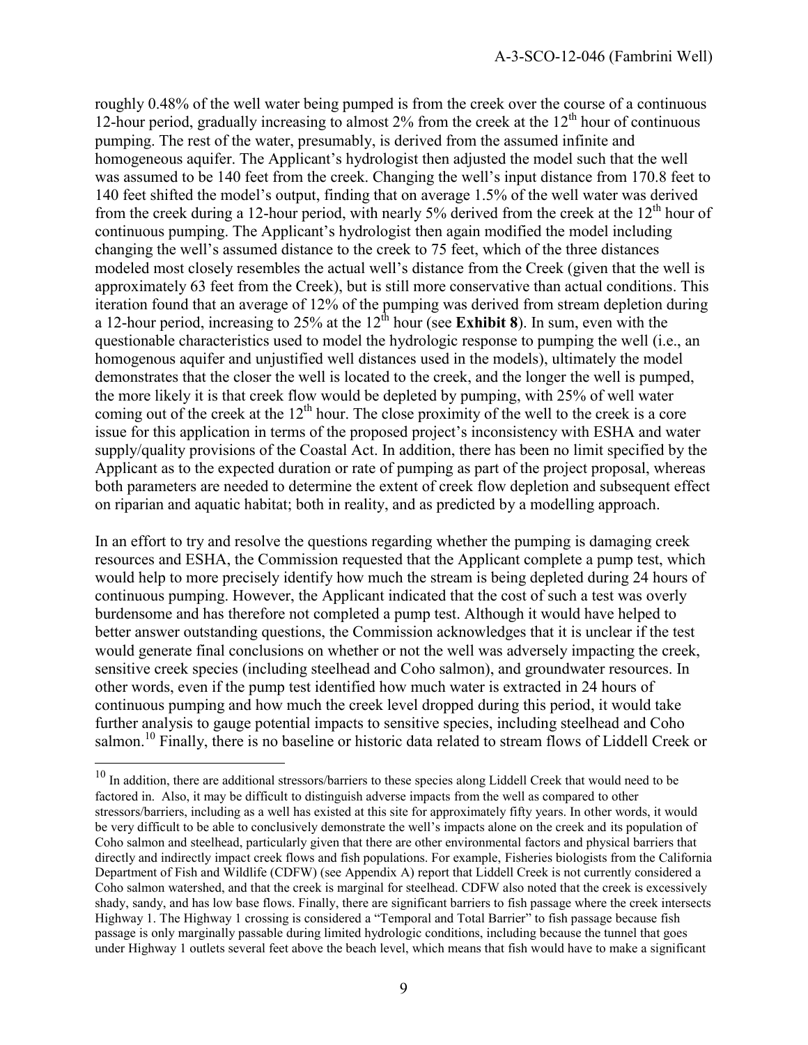roughly 0.48% of the well water being pumped is from the creek over the course of a continuous 12-hour period, gradually increasing to almost 2% from the creek at the 12th hour of continuous pumping. The rest of the water, presumably, is derived from the assumed infinite and homogeneous aquifer. The Applicant's hydrologist then adjusted the model such that the well was assumed to be 140 feet from the creek. Changing the well's input distance from 170.8 feet to 140 feet shifted the model's output, finding that on average 1.5% of the well water was derived from the creek during a 12-hour period, with nearly 5% derived from the creek at the 12th hour of continuous pumping. The Applicant's hydrologist then again modified the model including changing the well's assumed distance to the creek to 75 feet, which of the three distances modeled most closely resembles the actual well's distance from the Creek (given that the well is approximately 63 feet from the Creek), but is still more conservative than actual conditions. This iteration found that an average of 12% of the pumping was derived from stream depletion during a 12-hour period, increasing to 25% at the 12th hour (see **Exhibit 8**). In sum, even with the questionable characteristics used to model the hydrologic response to pumping the well (i.e., an homogenous aquifer and unjustified well distances used in the models), ultimately the model demonstrates that the closer the well is located to the creek, and the longer the well is pumped, the more likely it is that creek flow would be depleted by pumping, with 25% of well water coming out of the creek at the 12th hour. The close proximity of the well to the creek is a core issue for this application in terms of the proposed project's inconsistency with ESHA and water supply/quality provisions of the Coastal Act. In addition, there has been no limit specified by the Applicant as to the expected duration or rate of pumping as part of the project proposal, whereas both parameters are needed to determine the extent of creek flow depletion and subsequent effect on riparian and aquatic habitat; both in reality, and as predicted by a modelling approach.

In an effort to try and resolve the questions regarding whether the pumping is damaging creek resources and ESHA, the Commission requested that the Applicant complete a pump test, which would help to more precisely identify how much the stream is being depleted during 24 hours of continuous pumping. However, the Applicant indicated that the cost of such a test was overly burdensome and has therefore not completed a pump test. Although it would have helped to better answer outstanding questions, the Commission acknowledges that it is unclear if the test would generate final conclusions on whether or not the well was adversely impacting the creek, sensitive creek species (including steelhead and Coho salmon), and groundwater resources. In other words, even if the pump test identified how much water is extracted in 24 hours of continuous pumping and how much the creek level dropped during this period, it would take further analysis to gauge potential impacts to sensitive species, including steelhead and Coho salmon.[10] Finally, there is no baseline or historic data related to stream flows of Liddell Creek or

---

[10] In addition, there are additional stressors/barriers to these species along Liddell Creek that would need to be factored in. Also, it may be difficult to distinguish adverse impacts from the well as compared to other stressors/barriers, including as a well has existed at this site for approximately fifty years. In other words, it would be very difficult to be able to conclusively demonstrate the well's impacts alone on the creek and its population of Coho salmon and steelhead, particularly given that there are other environmental factors and physical barriers that directly and indirectly impact creek flows and fish populations. For example, Fisheries biologists from the California Department of Fish and Wildlife (CDFW) (see Appendix A) report that Liddell Creek is not currently considered a Coho salmon watershed, and that the creek is marginal for steelhead. CDFW also noted that the creek is excessively shady, sandy, and has low base flows. Finally, there are significant barriers to fish passage where the creek intersects Highway 1. The Highway 1 crossing is considered a "Temporal and Total Barrier" to fish passage because fish passage is only marginally passable during limited hydrologic conditions, including because the tunnel that goes under Highway 1 outlets several feet above the beach level, which means that fish would have to make a significant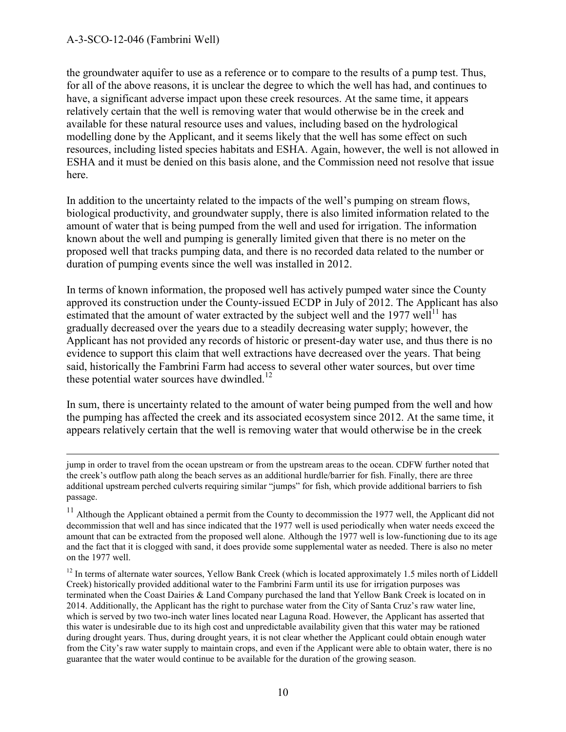the groundwater aquifer to use as a reference or to compare to the results of a pump test. Thus, for all of the above reasons, it is unclear the degree to which the well has had, and continues to have, a significant adverse impact upon these creek resources. At the same time, it appears relatively certain that the well is removing water that would otherwise be in the creek and available for these natural resource uses and values, including based on the hydrological modelling done by the Applicant, and it seems likely that the well has some effect on such resources, including listed species habitats and ESHA. Again, however, the well is not allowed in ESHA and it must be denied on this basis alone, and the Commission need not resolve that issue here.

In addition to the uncertainty related to the impacts of the well's pumping on stream flows, biological productivity, and groundwater supply, there is also limited information related to the amount of water that is being pumped from the well and used for irrigation. The information known about the well and pumping is generally limited given that there is no meter on the proposed well that tracks pumping data, and there is no recorded data related to the number or duration of pumping events since the well was installed in 2012.

In terms of known information, the proposed well has actively pumped water since the County approved its construction under the County-issued ECDP in July of 2012. The Applicant has also estimated that the amount of water extracted by the subject well and the 1977 well[11] has gradually decreased over the years due to a steadily decreasing water supply; however, the Applicant has not provided any records of historic or present-day water use, and thus there is no evidence to support this claim that well extractions have decreased over the years. That being said, historically the Fambrini Farm had access to several other water sources, but over time these potential water sources have dwindled.[12]

In sum, there is uncertainty related to the amount of water being pumped from the well and how the pumping has affected the creek and its associated ecosystem since 2012. At the same time, it appears relatively certain that the well is removing water that would otherwise be in the creek

---

jump in order to travel from the ocean upstream or from the upstream areas to the ocean. CDFW further noted that the creek's outflow path along the beach serves as an additional hurdle/barrier for fish. Finally, there are three additional upstream perched culverts requiring similar "jumps" for fish, which provide additional barriers to fish passage.

[11] Although the Applicant obtained a permit from the County to decommission the 1977 well, the Applicant did not decommission that well and has since indicated that the 1977 well is used periodically when water needs exceed the amount that can be extracted from the proposed well alone. Although the 1977 well is low-functioning due to its age and the fact that it is clogged with sand, it does provide some supplemental water as needed. There is also no meter on the 1977 well.

[12] In terms of alternate water sources, Yellow Bank Creek (which is located approximately 1.5 miles north of Liddell Creek) historically provided additional water to the Fambrini Farm until its use for irrigation purposes was terminated when the Coast Dairies & Land Company purchased the land that Yellow Bank Creek is located on in 2014. Additionally, the Applicant has the right to purchase water from the City of Santa Cruz's raw water line, which is served by two two-inch water lines located near Laguna Road. However, the Applicant has asserted that this water is undesirable due to its high cost and unpredictable availability given that this water may be rationed during drought years. Thus, during drought years, it is not clear whether the Applicant could obtain enough water from the City's raw water supply to maintain crops, and even if the Applicant were able to obtain water, there is no guarantee that the water would continue to be available for the duration of the growing season.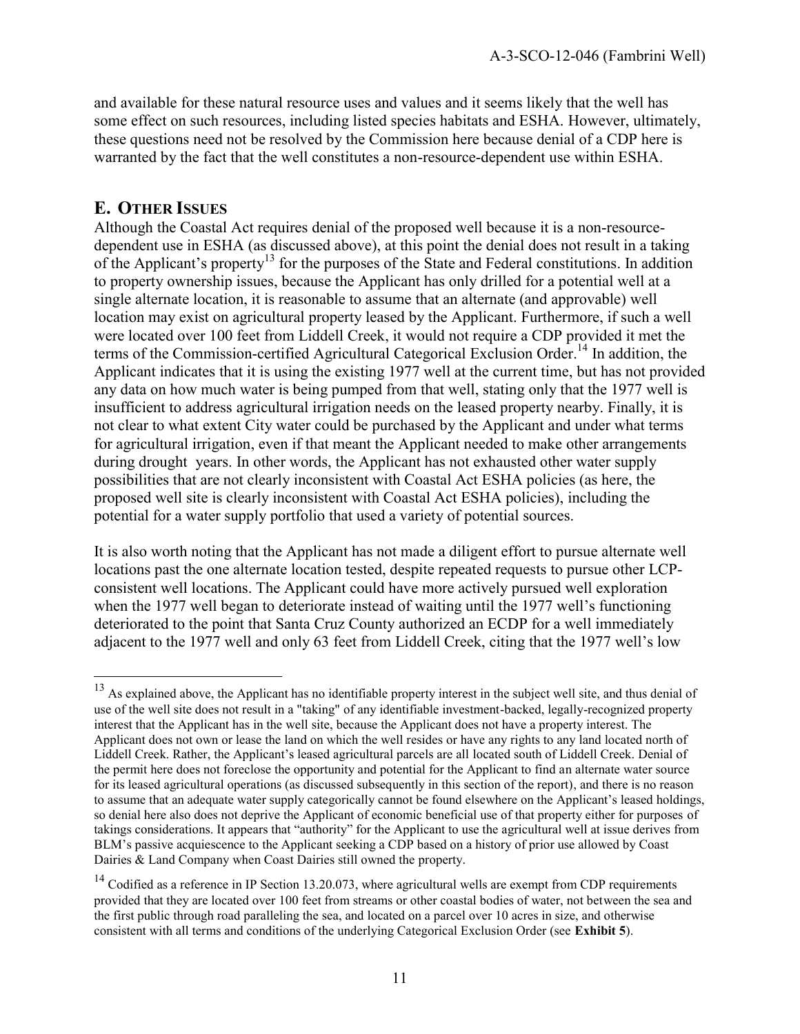and available for these natural resource uses and values and it seems likely that the well has some effect on such resources, including listed species habitats and ESHA. However, ultimately, these questions need not be resolved by the Commission here because denial of a CDP here is warranted by the fact that the well constitutes a non-resource-dependent use within ESHA.

## E. OTHER ISSUES

Although the Coastal Act requires denial of the proposed well because it is a non-resource-dependent use in ESHA (as discussed above), at this point the denial does not result in a taking of the Applicant's property[13] for the purposes of the State and Federal constitutions. In addition to property ownership issues, because the Applicant has only drilled for a potential well at a single alternate location, it is reasonable to assume that an alternate (and approvable) well location may exist on agricultural property leased by the Applicant. Furthermore, if such a well were located over 100 feet from Liddell Creek, it would not require a CDP provided it met the terms of the Commission-certified Agricultural Categorical Exclusion Order.[14] In addition, the Applicant indicates that it is using the existing 1977 well at the current time, but has not provided any data on how much water is being pumped from that well, stating only that the 1977 well is insufficient to address agricultural irrigation needs on the leased property nearby. Finally, it is not clear to what extent City water could be purchased by the Applicant and under what terms for agricultural irrigation, even if that meant the Applicant needed to make other arrangements during drought years. In other words, the Applicant has not exhausted other water supply possibilities that are not clearly inconsistent with Coastal Act ESHA policies (as here, the proposed well site is clearly inconsistent with Coastal Act ESHA policies), including the potential for a water supply portfolio that used a variety of potential sources.

It is also worth noting that the Applicant has not made a diligent effort to pursue alternate well locations past the one alternate location tested, despite repeated requests to pursue other LCP-consistent well locations. The Applicant could have more actively pursued well exploration when the 1977 well began to deteriorate instead of waiting until the 1977 well's functioning deteriorated to the point that Santa Cruz County authorized an ECDP for a well immediately adjacent to the 1977 well and only 63 feet from Liddell Creek, citing that the 1977 well's low

---

[13] As explained above, the Applicant has no identifiable property interest in the subject well site, and thus denial of use of the well site does not result in a "taking" of any identifiable investment-backed, legally-recognized property interest that the Applicant has in the well site, because the Applicant does not have a property interest. The Applicant does not own or lease the land on which the well resides or have any rights to any land located north of Liddell Creek. Rather, the Applicant's leased agricultural parcels are all located south of Liddell Creek. Denial of the permit here does not foreclose the opportunity and potential for the Applicant to find an alternate water source for its leased agricultural operations (as discussed subsequently in this section of the report), and there is no reason to assume that an adequate water supply categorically cannot be found elsewhere on the Applicant's leased holdings, so denial here also does not deprive the Applicant of economic beneficial use of that property either for purposes of takings considerations. It appears that "authority" for the Applicant to use the agricultural well at issue derives from BLM's passive acquiescence to the Applicant seeking a CDP based on a history of prior use allowed by Coast Dairies & Land Company when Coast Dairies still owned the property.

[14] Codified as a reference in IP Section 13.20.073, where agricultural wells are exempt from CDP requirements provided that they are located over 100 feet from streams or other coastal bodies of water, not between the sea and the first public through road paralleling the sea, and located on a parcel over 10 acres in size, and otherwise consistent with all terms and conditions of the underlying Categorical Exclusion Order (see **Exhibit 5**).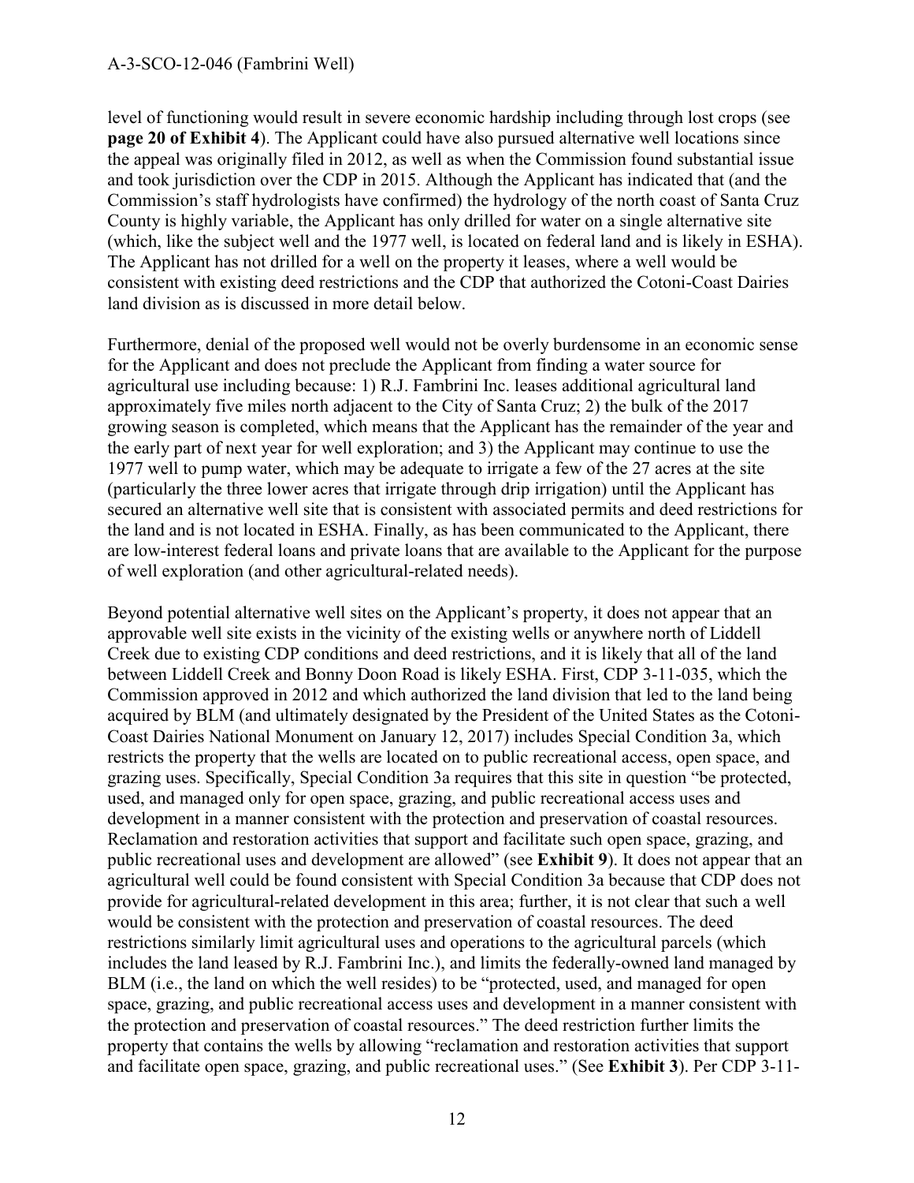level of functioning would result in severe economic hardship including through lost crops (see **page 20 of Exhibit 4**). The Applicant could have also pursued alternative well locations since the appeal was originally filed in 2012, as well as when the Commission found substantial issue and took jurisdiction over the CDP in 2015. Although the Applicant has indicated that (and the Commission's staff hydrologists have confirmed) the hydrology of the north coast of Santa Cruz County is highly variable, the Applicant has only drilled for water on a single alternative site (which, like the subject well and the 1977 well, is located on federal land and is likely in ESHA). The Applicant has not drilled for a well on the property it leases, where a well would be consistent with existing deed restrictions and the CDP that authorized the Cotoni-Coast Dairies land division as is discussed in more detail below.

Furthermore, denial of the proposed well would not be overly burdensome in an economic sense for the Applicant and does not preclude the Applicant from finding a water source for agricultural use including because: 1) R.J. Fambrini Inc. leases additional agricultural land approximately five miles north adjacent to the City of Santa Cruz; 2) the bulk of the 2017 growing season is completed, which means that the Applicant has the remainder of the year and the early part of next year for well exploration; and 3) the Applicant may continue to use the 1977 well to pump water, which may be adequate to irrigate a few of the 27 acres at the site (particularly the three lower acres that irrigate through drip irrigation) until the Applicant has secured an alternative well site that is consistent with associated permits and deed restrictions for the land and is not located in ESHA. Finally, as has been communicated to the Applicant, there are low-interest federal loans and private loans that are available to the Applicant for the purpose of well exploration (and other agricultural-related needs).

Beyond potential alternative well sites on the Applicant's property, it does not appear that an approvable well site exists in the vicinity of the existing wells or anywhere north of Liddell Creek due to existing CDP conditions and deed restrictions, and it is likely that all of the land between Liddell Creek and Bonny Doon Road is likely ESHA. First, CDP 3-11-035, which the Commission approved in 2012 and which authorized the land division that led to the land being acquired by BLM (and ultimately designated by the President of the United States as the Cotoni-Coast Dairies National Monument on January 12, 2017) includes Special Condition 3a, which restricts the property that the wells are located on to public recreational access, open space, and grazing uses. Specifically, Special Condition 3a requires that this site in question "be protected, used, and managed only for open space, grazing, and public recreational access uses and development in a manner consistent with the protection and preservation of coastal resources. Reclamation and restoration activities that support and facilitate such open space, grazing, and public recreational uses and development are allowed" (see **Exhibit 9**). It does not appear that an agricultural well could be found consistent with Special Condition 3a because that CDP does not provide for agricultural-related development in this area; further, it is not clear that such a well would be consistent with the protection and preservation of coastal resources. The deed restrictions similarly limit agricultural uses and operations to the agricultural parcels (which includes the land leased by R.J. Fambrini Inc.), and limits the federally-owned land managed by BLM (i.e., the land on which the well resides) to be "protected, used, and managed for open space, grazing, and public recreational access uses and development in a manner consistent with the protection and preservation of coastal resources." The deed restriction further limits the property that contains the wells by allowing "reclamation and restoration activities that support and facilitate open space, grazing, and public recreational uses." (See **Exhibit 3**). Per CDP 3-11-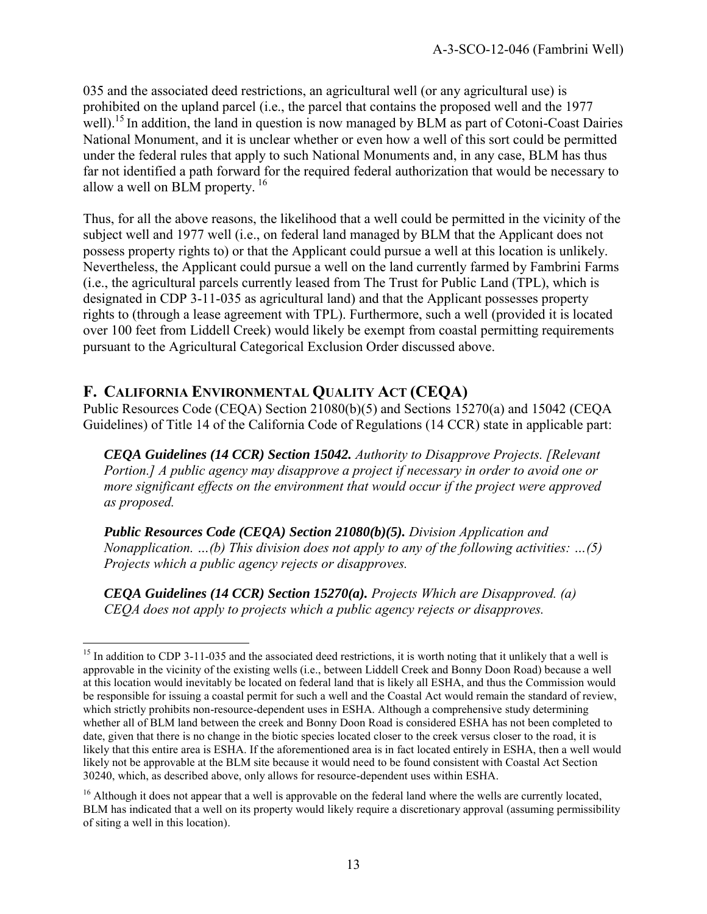035 and the associated deed restrictions, an agricultural well (or any agricultural use) is prohibited on the upland parcel (i.e., the parcel that contains the proposed well and the 1977 well).[15] In addition, the land in question is now managed by BLM as part of Cotoni-Coast Dairies National Monument, and it is unclear whether or even how a well of this sort could be permitted under the federal rules that apply to such National Monuments and, in any case, BLM has thus far not identified a path forward for the required federal authorization that would be necessary to allow a well on BLM property.[16]

Thus, for all the above reasons, the likelihood that a well could be permitted in the vicinity of the subject well and 1977 well (i.e., on federal land managed by BLM that the Applicant does not possess property rights to) or that the Applicant could pursue a well at this location is unlikely. Nevertheless, the Applicant could pursue a well on the land currently farmed by Fambrini Farms (i.e., the agricultural parcels currently leased from The Trust for Public Land (TPL), which is designated in CDP 3-11-035 as agricultural land) and that the Applicant possesses property rights to (through a lease agreement with TPL). Furthermore, such a well (provided it is located over 100 feet from Liddell Creek) would likely be exempt from coastal permitting requirements pursuant to the Agricultural Categorical Exclusion Order discussed above.

## F. CALIFORNIA ENVIRONMENTAL QUALITY ACT (CEQA)

Public Resources Code (CEQA) Section 21080(b)(5) and Sections 15270(a) and 15042 (CEQA Guidelines) of Title 14 of the California Code of Regulations (14 CCR) state in applicable part:

> ***CEQA Guidelines (14 CCR) Section 15042.*** *Authority to Disapprove Projects. [Relevant Portion.] A public agency may disapprove a project if necessary in order to avoid one or more significant effects on the environment that would occur if the project were approved as proposed.*
>
> ***Public Resources Code (CEQA) Section 21080(b)(5).*** *Division Application and Nonapplication. …(b) This division does not apply to any of the following activities: …(5) Projects which a public agency rejects or disapproves.*
>
> ***CEQA Guidelines (14 CCR) Section 15270(a).*** *Projects Which are Disapproved. (a) CEQA does not apply to projects which a public agency rejects or disapproves.*

---

[15] In addition to CDP 3-11-035 and the associated deed restrictions, it is worth noting that it unlikely that a well is approvable in the vicinity of the existing wells (i.e., between Liddell Creek and Bonny Doon Road) because a well at this location would inevitably be located on federal land that is likely all ESHA, and thus the Commission would be responsible for issuing a coastal permit for such a well and the Coastal Act would remain the standard of review, which strictly prohibits non-resource-dependent uses in ESHA. Although a comprehensive study determining whether all of BLM land between the creek and Bonny Doon Road is considered ESHA has not been completed to date, given that there is no change in the biotic species located closer to the creek versus closer to the road, it is likely that this entire area is ESHA. If the aforementioned area is in fact located entirely in ESHA, then a well would likely not be approvable at the BLM site because it would need to be found consistent with Coastal Act Section 30240, which, as described above, only allows for resource-dependent uses within ESHA.

[16] Although it does not appear that a well is approvable on the federal land where the wells are currently located, BLM has indicated that a well on its property would likely require a discretionary approval (assuming permissibility of siting a well in this location).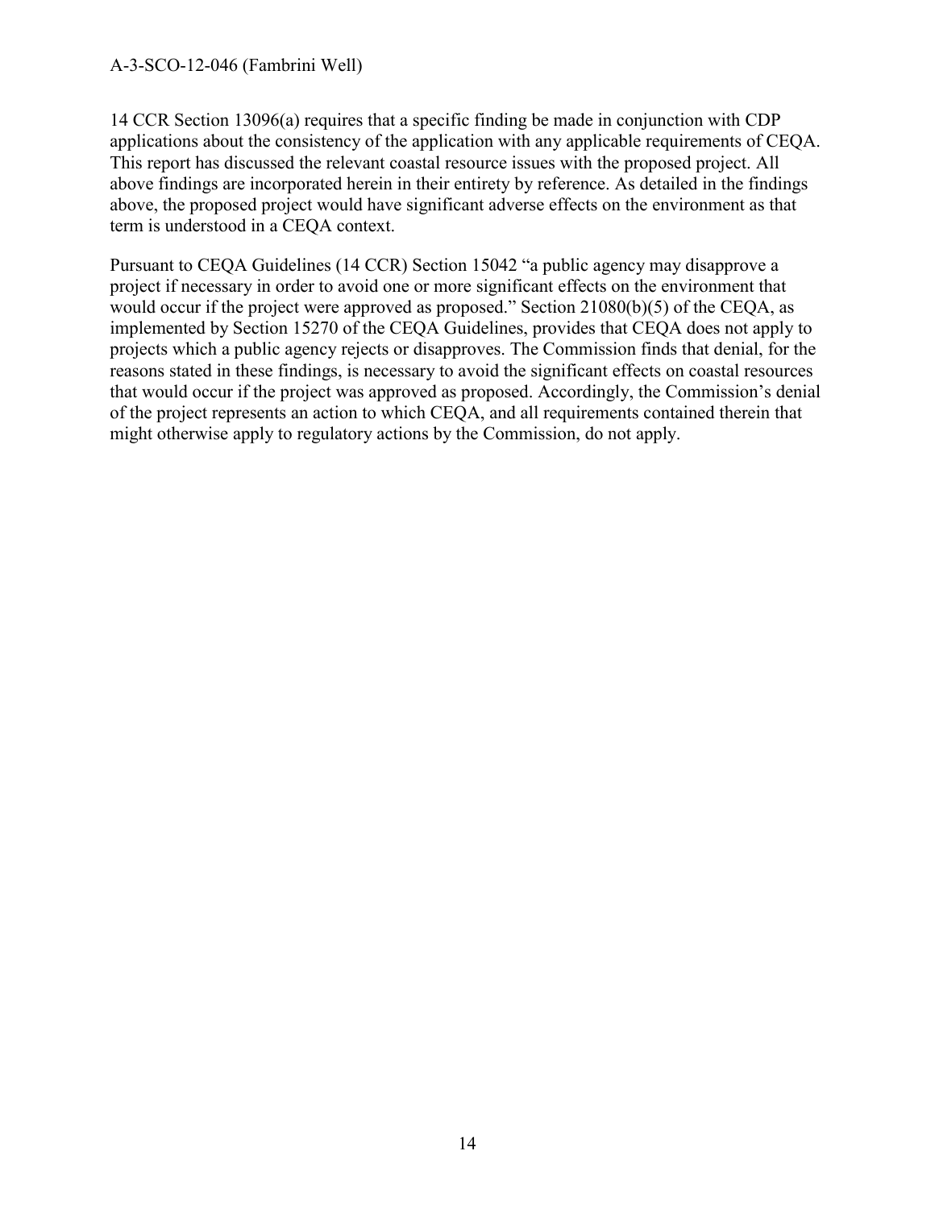14 CCR Section 13096(a) requires that a specific finding be made in conjunction with CDP applications about the consistency of the application with any applicable requirements of CEQA. This report has discussed the relevant coastal resource issues with the proposed project. All above findings are incorporated herein in their entirety by reference. As detailed in the findings above, the proposed project would have significant adverse effects on the environment as that term is understood in a CEQA context.

Pursuant to CEQA Guidelines (14 CCR) Section 15042 "a public agency may disapprove a project if necessary in order to avoid one or more significant effects on the environment that would occur if the project were approved as proposed." Section 21080(b)(5) of the CEQA, as implemented by Section 15270 of the CEQA Guidelines, provides that CEQA does not apply to projects which a public agency rejects or disapproves. The Commission finds that denial, for the reasons stated in these findings, is necessary to avoid the significant effects on coastal resources that would occur if the project was approved as proposed. Accordingly, the Commission's denial of the project represents an action to which CEQA, and all requirements contained therein that might otherwise apply to regulatory actions by the Commission, do not apply.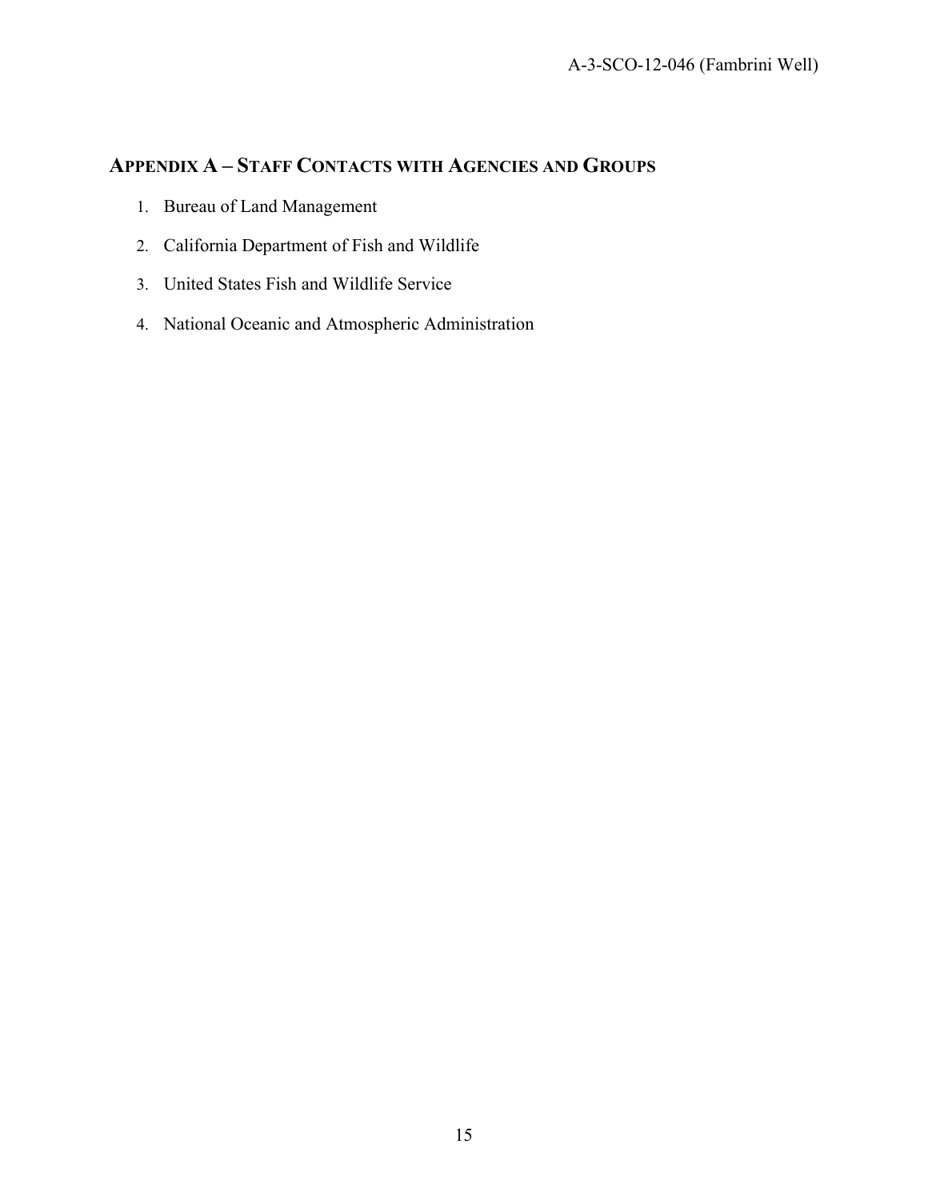## Appendix A – Staff Contacts with Agencies and Groups

1. Bureau of Land Management
2. California Department of Fish and Wildlife
3. United States Fish and Wildlife Service
4. National Oceanic and Atmospheric Administration